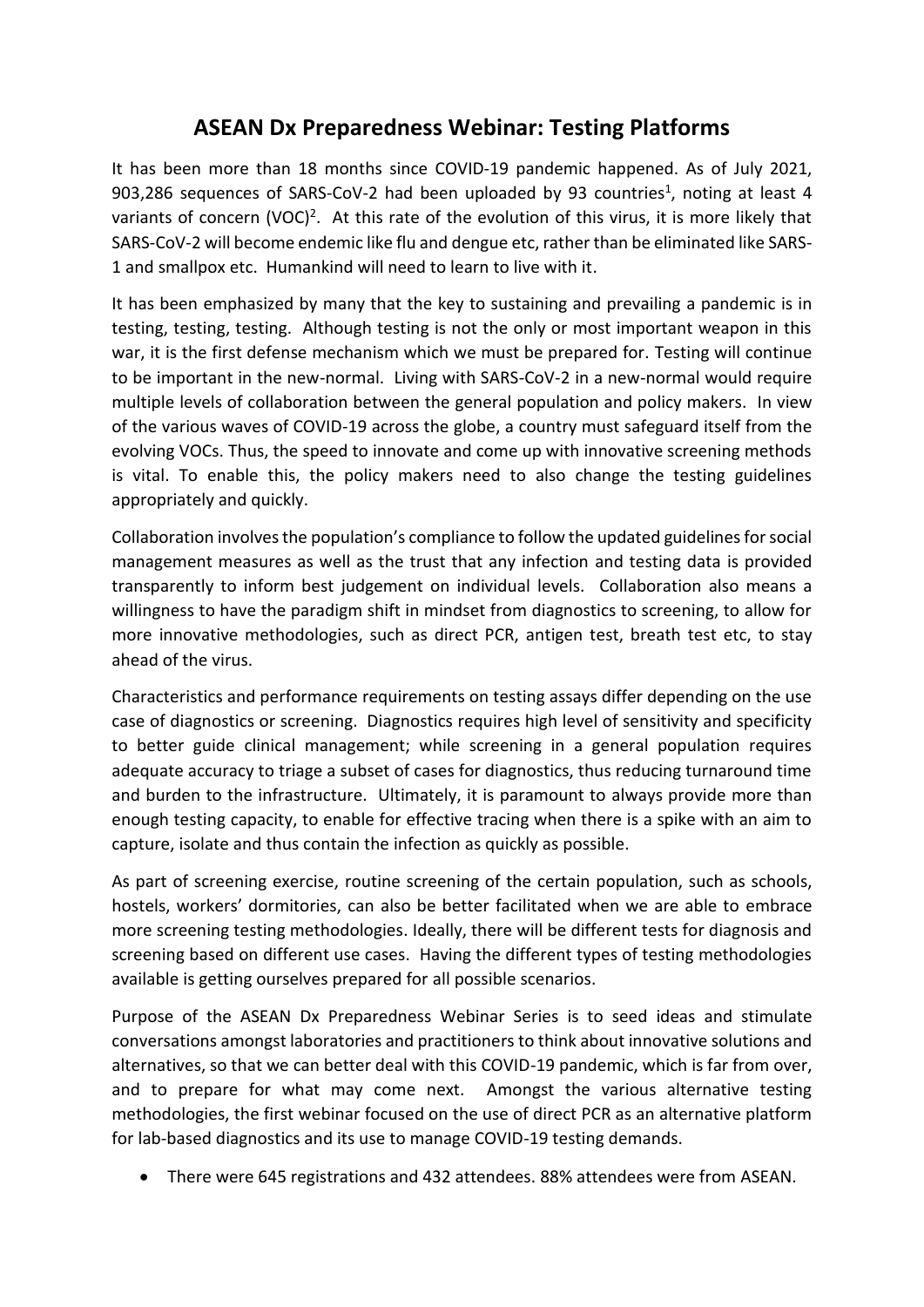# ASEAN Dx Preparedness Webinar: Testing Platforms

It has been more than 18 months since COVID-19 pandemic happened. As of July 2021, 903,286 sequences of SARS-CoV-2 had been uploaded by 93 countries[1], noting at least 4 variants of concern (VOC)[2]. At this rate of the evolution of this virus, it is more likely that SARS-CoV-2 will become endemic like flu and dengue etc, rather than be eliminated like SARS-1 and smallpox etc. Humankind will need to learn to live with it.

It has been emphasized by many that the key to sustaining and prevailing a pandemic is in testing, testing, testing. Although testing is not the only or most important weapon in this war, it is the first defense mechanism which we must be prepared for. Testing will continue to be important in the new-normal. Living with SARS-CoV-2 in a new-normal would require multiple levels of collaboration between the general population and policy makers. In view of the various waves of COVID-19 across the globe, a country must safeguard itself from the evolving VOCs. Thus, the speed to innovate and come up with innovative screening methods is vital. To enable this, the policy makers need to also change the testing guidelines appropriately and quickly.

Collaboration involves the population's compliance to follow the updated guidelines for social management measures as well as the trust that any infection and testing data is provided transparently to inform best judgement on individual levels. Collaboration also means a willingness to have the paradigm shift in mindset from diagnostics to screening, to allow for more innovative methodologies, such as direct PCR, antigen test, breath test etc, to stay ahead of the virus.

Characteristics and performance requirements on testing assays differ depending on the use case of diagnostics or screening. Diagnostics requires high level of sensitivity and specificity to better guide clinical management; while screening in a general population requires adequate accuracy to triage a subset of cases for diagnostics, thus reducing turnaround time and burden to the infrastructure. Ultimately, it is paramount to always provide more than enough testing capacity, to enable for effective tracing when there is a spike with an aim to capture, isolate and thus contain the infection as quickly as possible.

As part of screening exercise, routine screening of the certain population, such as schools, hostels, workers' dormitories, can also be better facilitated when we are able to embrace more screening testing methodologies. Ideally, there will be different tests for diagnosis and screening based on different use cases. Having the different types of testing methodologies available is getting ourselves prepared for all possible scenarios.

Purpose of the ASEAN Dx Preparedness Webinar Series is to seed ideas and stimulate conversations amongst laboratories and practitioners to think about innovative solutions and alternatives, so that we can better deal with this COVID-19 pandemic, which is far from over, and to prepare for what may come next. Amongst the various alternative testing methodologies, the first webinar focused on the use of direct PCR as an alternative platform for lab-based diagnostics and its use to manage COVID-19 testing demands.

- There were 645 registrations and 432 attendees. 88% attendees were from ASEAN.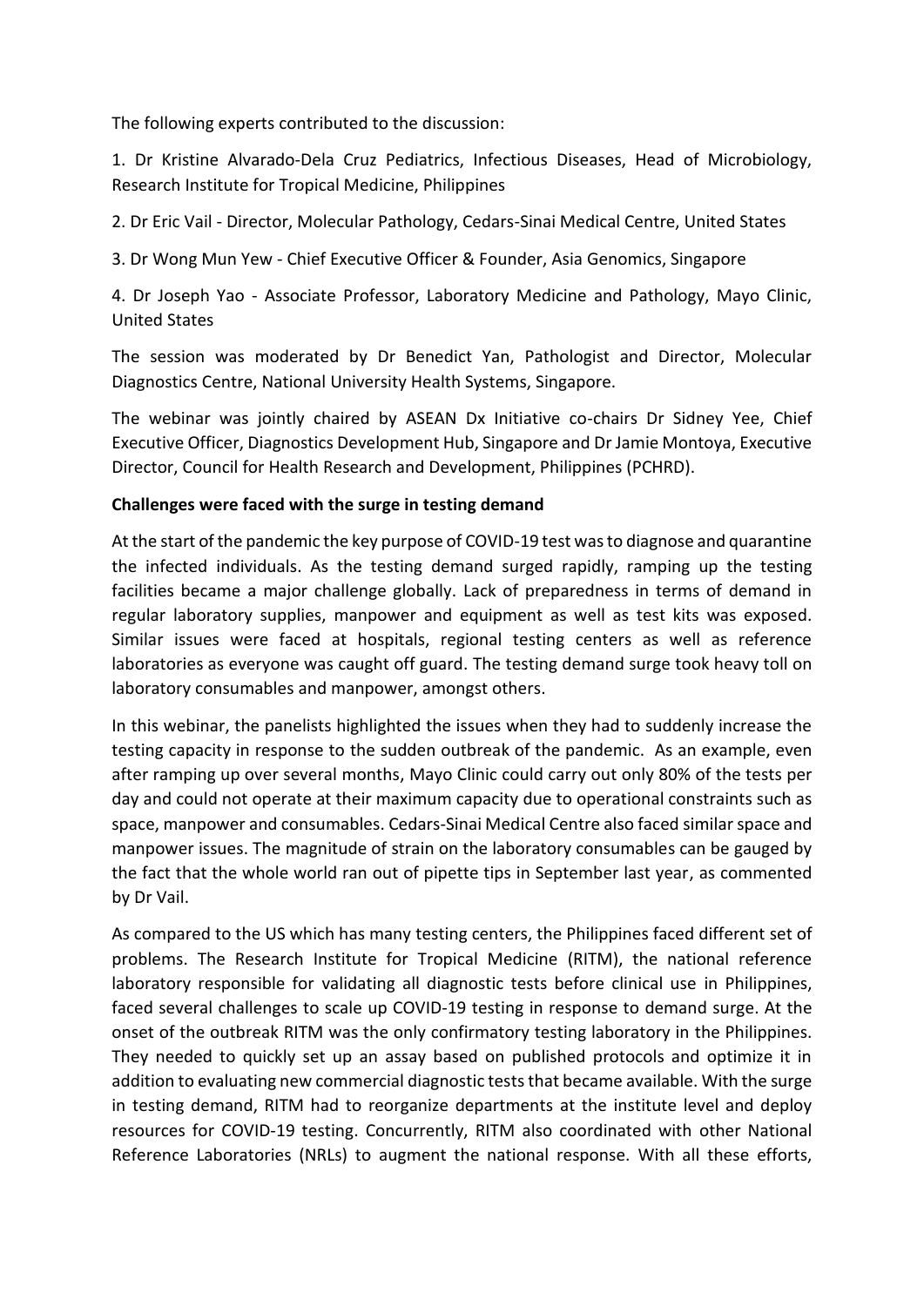The following experts contributed to the discussion:

1. Dr Kristine Alvarado-Dela Cruz Pediatrics, Infectious Diseases, Head of Microbiology, Research Institute for Tropical Medicine, Philippines
2. Dr Eric Vail - Director, Molecular Pathology, Cedars-Sinai Medical Centre, United States
3. Dr Wong Mun Yew - Chief Executive Officer & Founder, Asia Genomics, Singapore
4. Dr Joseph Yao - Associate Professor, Laboratory Medicine and Pathology, Mayo Clinic, United States

The session was moderated by Dr Benedict Yan, Pathologist and Director, Molecular Diagnostics Centre, National University Health Systems, Singapore.

The webinar was jointly chaired by ASEAN Dx Initiative co-chairs Dr Sidney Yee, Chief Executive Officer, Diagnostics Development Hub, Singapore and Dr Jamie Montoya, Executive Director, Council for Health Research and Development, Philippines (PCHRD).

**Challenges were faced with the surge in testing demand**

At the start of the pandemic the key purpose of COVID-19 test was to diagnose and quarantine the infected individuals. As the testing demand surged rapidly, ramping up the testing facilities became a major challenge globally. Lack of preparedness in terms of demand in regular laboratory supplies, manpower and equipment as well as test kits was exposed. Similar issues were faced at hospitals, regional testing centers as well as reference laboratories as everyone was caught off guard. The testing demand surge took heavy toll on laboratory consumables and manpower, amongst others.

In this webinar, the panelists highlighted the issues when they had to suddenly increase the testing capacity in response to the sudden outbreak of the pandemic. As an example, even after ramping up over several months, Mayo Clinic could carry out only 80% of the tests per day and could not operate at their maximum capacity due to operational constraints such as space, manpower and consumables. Cedars-Sinai Medical Centre also faced similar space and manpower issues. The magnitude of strain on the laboratory consumables can be gauged by the fact that the whole world ran out of pipette tips in September last year, as commented by Dr Vail.

As compared to the US which has many testing centers, the Philippines faced different set of problems. The Research Institute for Tropical Medicine (RITM), the national reference laboratory responsible for validating all diagnostic tests before clinical use in Philippines, faced several challenges to scale up COVID-19 testing in response to demand surge. At the onset of the outbreak RITM was the only confirmatory testing laboratory in the Philippines. They needed to quickly set up an assay based on published protocols and optimize it in addition to evaluating new commercial diagnostic tests that became available. With the surge in testing demand, RITM had to reorganize departments at the institute level and deploy resources for COVID-19 testing. Concurrently, RITM also coordinated with other National Reference Laboratories (NRLs) to augment the national response. With all these efforts,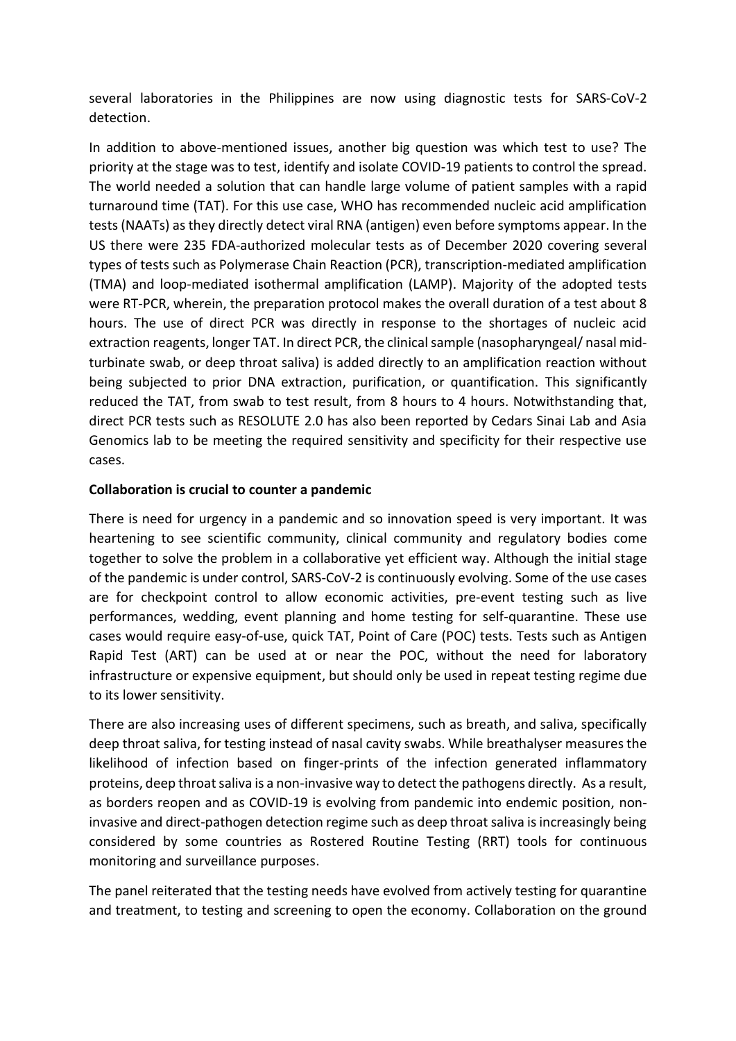several laboratories in the Philippines are now using diagnostic tests for SARS-CoV-2 detection.

In addition to above-mentioned issues, another big question was which test to use? The priority at the stage was to test, identify and isolate COVID-19 patients to control the spread. The world needed a solution that can handle large volume of patient samples with a rapid turnaround time (TAT). For this use case, WHO has recommended nucleic acid amplification tests (NAATs) as they directly detect viral RNA (antigen) even before symptoms appear. In the US there were 235 FDA-authorized molecular tests as of December 2020 covering several types of tests such as Polymerase Chain Reaction (PCR), transcription-mediated amplification (TMA) and loop-mediated isothermal amplification (LAMP). Majority of the adopted tests were RT-PCR, wherein, the preparation protocol makes the overall duration of a test about 8 hours. The use of direct PCR was directly in response to the shortages of nucleic acid extraction reagents, longer TAT. In direct PCR, the clinical sample (nasopharyngeal/ nasal mid-turbinate swab, or deep throat saliva) is added directly to an amplification reaction without being subjected to prior DNA extraction, purification, or quantification. This significantly reduced the TAT, from swab to test result, from 8 hours to 4 hours. Notwithstanding that, direct PCR tests such as RESOLUTE 2.0 has also been reported by Cedars Sinai Lab and Asia Genomics lab to be meeting the required sensitivity and specificity for their respective use cases.

**Collaboration is crucial to counter a pandemic**

There is need for urgency in a pandemic and so innovation speed is very important. It was heartening to see scientific community, clinical community and regulatory bodies come together to solve the problem in a collaborative yet efficient way. Although the initial stage of the pandemic is under control, SARS-CoV-2 is continuously evolving. Some of the use cases are for checkpoint control to allow economic activities, pre-event testing such as live performances, wedding, event planning and home testing for self-quarantine. These use cases would require easy-of-use, quick TAT, Point of Care (POC) tests. Tests such as Antigen Rapid Test (ART) can be used at or near the POC, without the need for laboratory infrastructure or expensive equipment, but should only be used in repeat testing regime due to its lower sensitivity.

There are also increasing uses of different specimens, such as breath, and saliva, specifically deep throat saliva, for testing instead of nasal cavity swabs. While breathalyser measures the likelihood of infection based on finger-prints of the infection generated inflammatory proteins, deep throat saliva is a non-invasive way to detect the pathogens directly. As a result, as borders reopen and as COVID-19 is evolving from pandemic into endemic position, non-invasive and direct-pathogen detection regime such as deep throat saliva is increasingly being considered by some countries as Rostered Routine Testing (RRT) tools for continuous monitoring and surveillance purposes.

The panel reiterated that the testing needs have evolved from actively testing for quarantine and treatment, to testing and screening to open the economy. Collaboration on the ground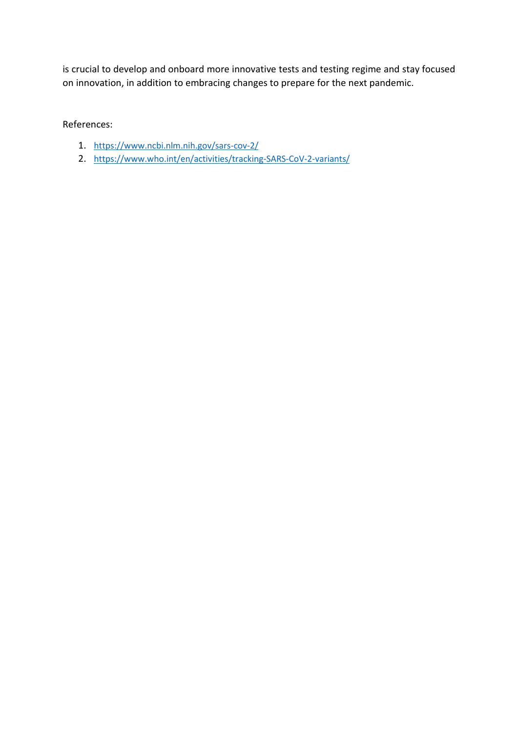is crucial to develop and onboard more innovative tests and testing regime and stay focused on innovation, in addition to embracing changes to prepare for the next pandemic.

References:

1. https://www.ncbi.nlm.nih.gov/sars-cov-2/
2. https://www.who.int/en/activities/tracking-SARS-CoV-2-variants/